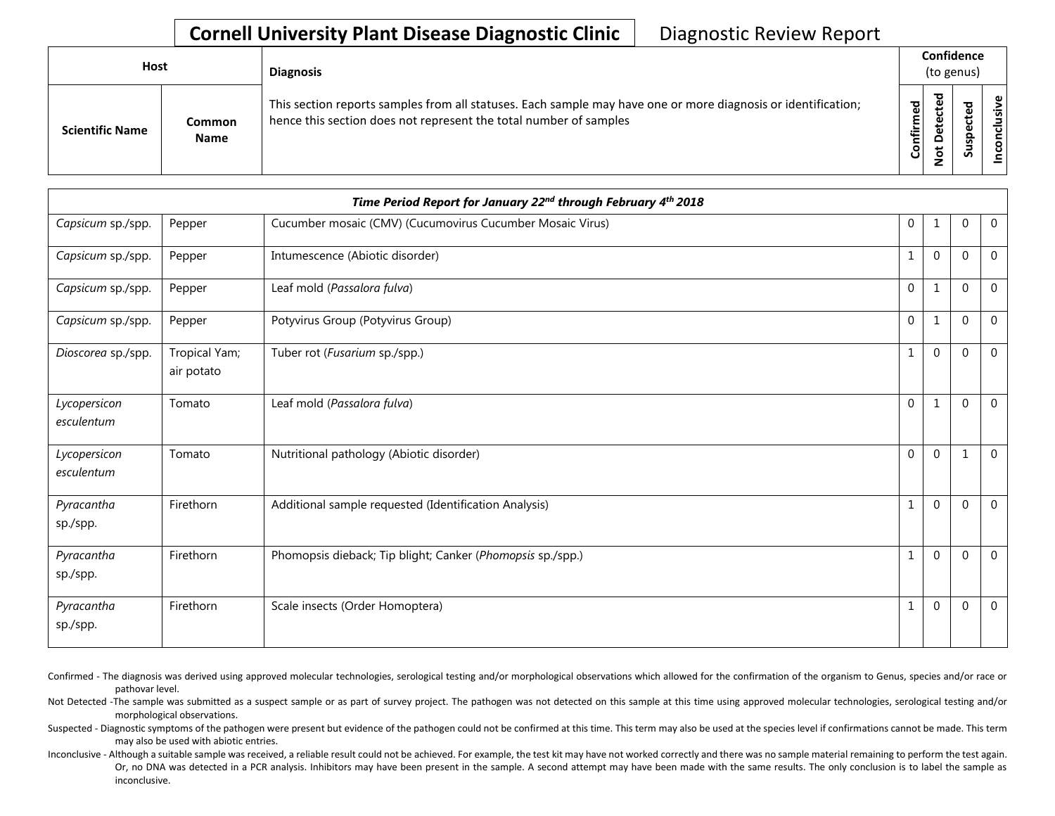# Cornell University Plant Disease Diagnostic Clinic

Diagnostic Review Report

| Host | | Diagnosis | Confidence (to genus) | | | |
|---|---|---|---|---|---|---|
| Scientific Name | Common Name | This section reports samples from all statuses. Each sample may have one or more diagnosis or identification; hence this section does not represent the total number of samples | Confirmed | Not Detected | Suspected | Inconclusive |
| *Time Period Report for January 22nd through February 4th 2018* | | | | | | |
| *Capsicum* sp./spp. | Pepper | Cucumber mosaic (CMV) (Cucumovirus Cucumber Mosaic Virus) | 0 | 1 | 0 | 0 |
| *Capsicum* sp./spp. | Pepper | Intumescence (Abiotic disorder) | 1 | 0 | 0 | 0 |
| *Capsicum* sp./spp. | Pepper | Leaf mold (*Passalora fulva*) | 0 | 1 | 0 | 0 |
| *Capsicum* sp./spp. | Pepper | Potyvirus Group (Potyvirus Group) | 0 | 1 | 0 | 0 |
| *Dioscorea* sp./spp. | Tropical Yam; air potato | Tuber rot (*Fusarium* sp./spp.) | 1 | 0 | 0 | 0 |
| *Lycopersicon esculentum* | Tomato | Leaf mold (*Passalora fulva*) | 0 | 1 | 0 | 0 |
| *Lycopersicon esculentum* | Tomato | Nutritional pathology (Abiotic disorder) | 0 | 0 | 1 | 0 |
| *Pyracantha* sp./spp. | Firethorn | Additional sample requested (Identification Analysis) | 1 | 0 | 0 | 0 |
| *Pyracantha* sp./spp. | Firethorn | Phomopsis dieback; Tip blight; Canker (*Phomopsis* sp./spp.) | 1 | 0 | 0 | 0 |
| *Pyracantha* sp./spp. | Firethorn | Scale insects (Order Homoptera) | 1 | 0 | 0 | 0 |

Confirmed - The diagnosis was derived using approved molecular technologies, serological testing and/or morphological observations which allowed for the confirmation of the organism to Genus, species and/or race or pathovar level.

Not Detected -The sample was submitted as a suspect sample or as part of survey project. The pathogen was not detected on this sample at this time using approved molecular technologies, serological testing and/or morphological observations.

Suspected - Diagnostic symptoms of the pathogen were present but evidence of the pathogen could not be confirmed at this time. This term may also be used at the species level if confirmations cannot be made. This term may also be used with abiotic entries.

Inconclusive - Although a suitable sample was received, a reliable result could not be achieved. For example, the test kit may have not worked correctly and there was no sample material remaining to perform the test again. Or, no DNA was detected in a PCR analysis. Inhibitors may have been present in the sample. A second attempt may have been made with the same results. The only conclusion is to label the sample as inconclusive.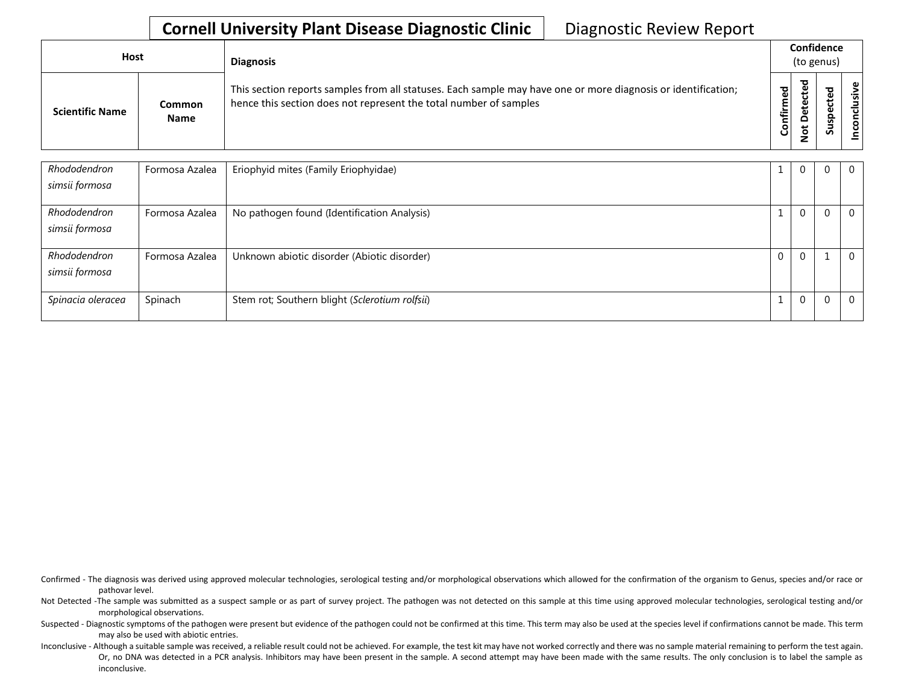**Cornell University Plant Disease Diagnostic Clinic** Diagnostic Review Report

| Host | | Diagnosis | Confidence (to genus) | | | |
|---|---|---|---|---|---|---|
| Scientific Name | Common Name | This section reports samples from all statuses. Each sample may have one or more diagnosis or identification; hence this section does not represent the total number of samples | Confirmed | Not Detected | Suspected | Inconclusive |
| *Rhododendron simsii formosa* | Formosa Azalea | Eriophyid mites (Family Eriophyidae) | 1 | 0 | 0 | 0 |
| *Rhododendron simsii formosa* | Formosa Azalea | No pathogen found (Identification Analysis) | 1 | 0 | 0 | 0 |
| *Rhododendron simsii formosa* | Formosa Azalea | Unknown abiotic disorder (Abiotic disorder) | 0 | 0 | 1 | 0 |
| *Spinacia oleracea* | Spinach | Stem rot; Southern blight (*Sclerotium rolfsii*) | 1 | 0 | 0 | 0 |

Confirmed - The diagnosis was derived using approved molecular technologies, serological testing and/or morphological observations which allowed for the confirmation of the organism to Genus, species and/or race or pathovar level.

Not Detected -The sample was submitted as a suspect sample or as part of survey project. The pathogen was not detected on this sample at this time using approved molecular technologies, serological testing and/or morphological observations.

Suspected - Diagnostic symptoms of the pathogen were present but evidence of the pathogen could not be confirmed at this time. This term may also be used at the species level if confirmations cannot be made. This term may also be used with abiotic entries.

Inconclusive - Although a suitable sample was received, a reliable result could not be achieved. For example, the test kit may have not worked correctly and there was no sample material remaining to perform the test again. Or, no DNA was detected in a PCR analysis. Inhibitors may have been present in the sample. A second attempt may have been made with the same results. The only conclusion is to label the sample as inconclusive.